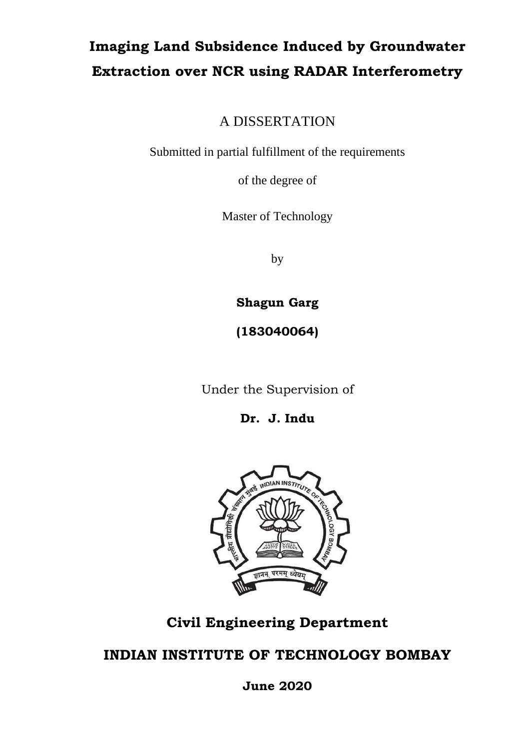# Imaging Land Subsidence Induced by Groundwater Extraction over NCR using RADAR Interferometry

A DISSERTATION

Submitted in partial fulfillment of the requirements

of the degree of

Master of Technology

by

**Shagun Garg**

**(183040064)**

Under the Supervision of

**Dr. J. Indu**

**Civil Engineering Department**

**INDIAN INSTITUTE OF TECHNOLOGY BOMBAY**

**June 2020**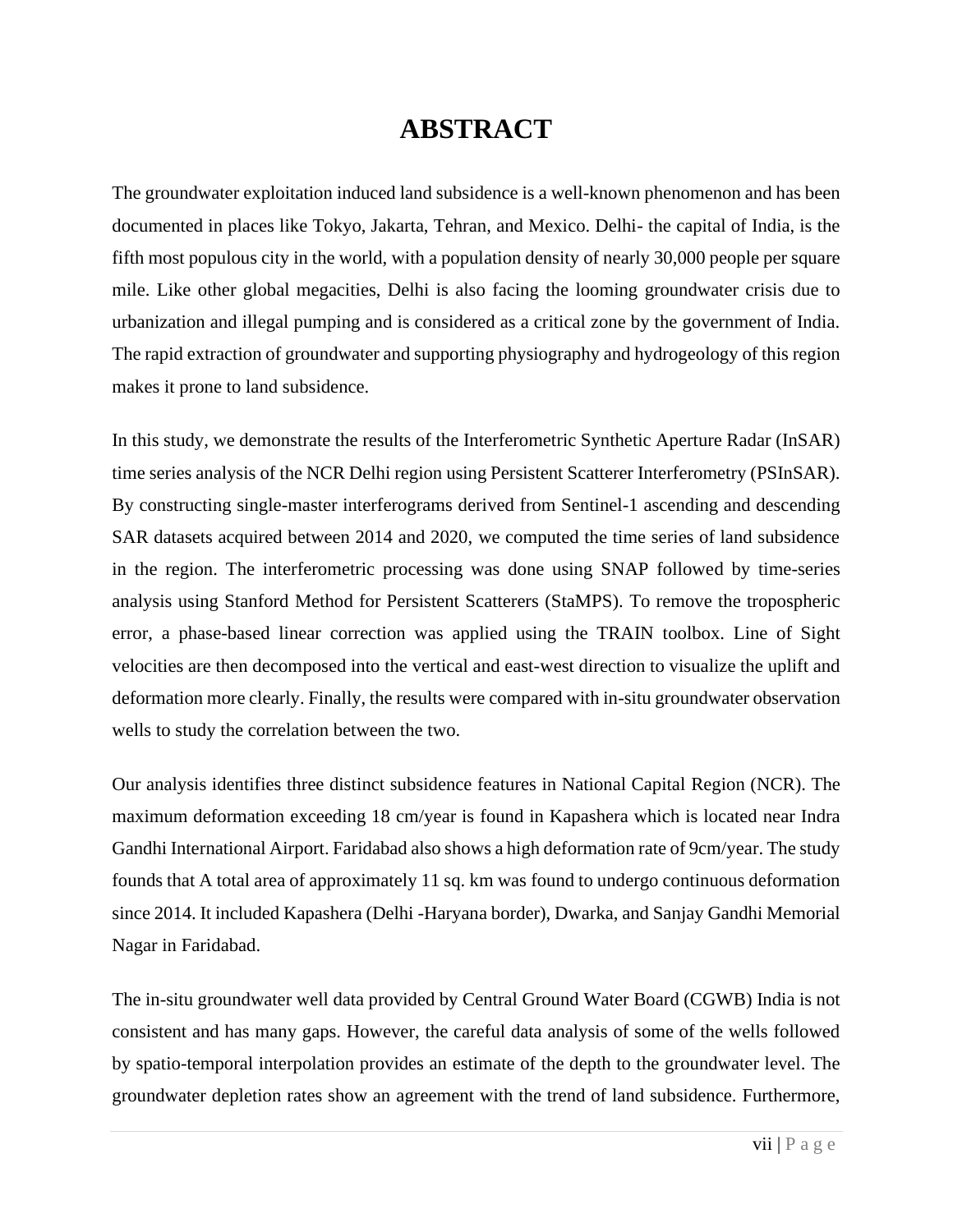# ABSTRACT

The groundwater exploitation induced land subsidence is a well-known phenomenon and has been documented in places like Tokyo, Jakarta, Tehran, and Mexico. Delhi- the capital of India, is the fifth most populous city in the world, with a population density of nearly 30,000 people per square mile. Like other global megacities, Delhi is also facing the looming groundwater crisis due to urbanization and illegal pumping and is considered as a critical zone by the government of India. The rapid extraction of groundwater and supporting physiography and hydrogeology of this region makes it prone to land subsidence.

In this study, we demonstrate the results of the Interferometric Synthetic Aperture Radar (InSAR) time series analysis of the NCR Delhi region using Persistent Scatterer Interferometry (PSInSAR). By constructing single-master interferograms derived from Sentinel-1 ascending and descending SAR datasets acquired between 2014 and 2020, we computed the time series of land subsidence in the region. The interferometric processing was done using SNAP followed by time-series analysis using Stanford Method for Persistent Scatterers (StaMPS). To remove the tropospheric error, a phase-based linear correction was applied using the TRAIN toolbox. Line of Sight velocities are then decomposed into the vertical and east-west direction to visualize the uplift and deformation more clearly. Finally, the results were compared with in-situ groundwater observation wells to study the correlation between the two.

Our analysis identifies three distinct subsidence features in National Capital Region (NCR). The maximum deformation exceeding 18 cm/year is found in Kapashera which is located near Indra Gandhi International Airport. Faridabad also shows a high deformation rate of 9cm/year. The study founds that A total area of approximately 11 sq. km was found to undergo continuous deformation since 2014. It included Kapashera (Delhi -Haryana border), Dwarka, and Sanjay Gandhi Memorial Nagar in Faridabad.

The in-situ groundwater well data provided by Central Ground Water Board (CGWB) India is not consistent and has many gaps. However, the careful data analysis of some of the wells followed by spatio-temporal interpolation provides an estimate of the depth to the groundwater level. The groundwater depletion rates show an agreement with the trend of land subsidence. Furthermore,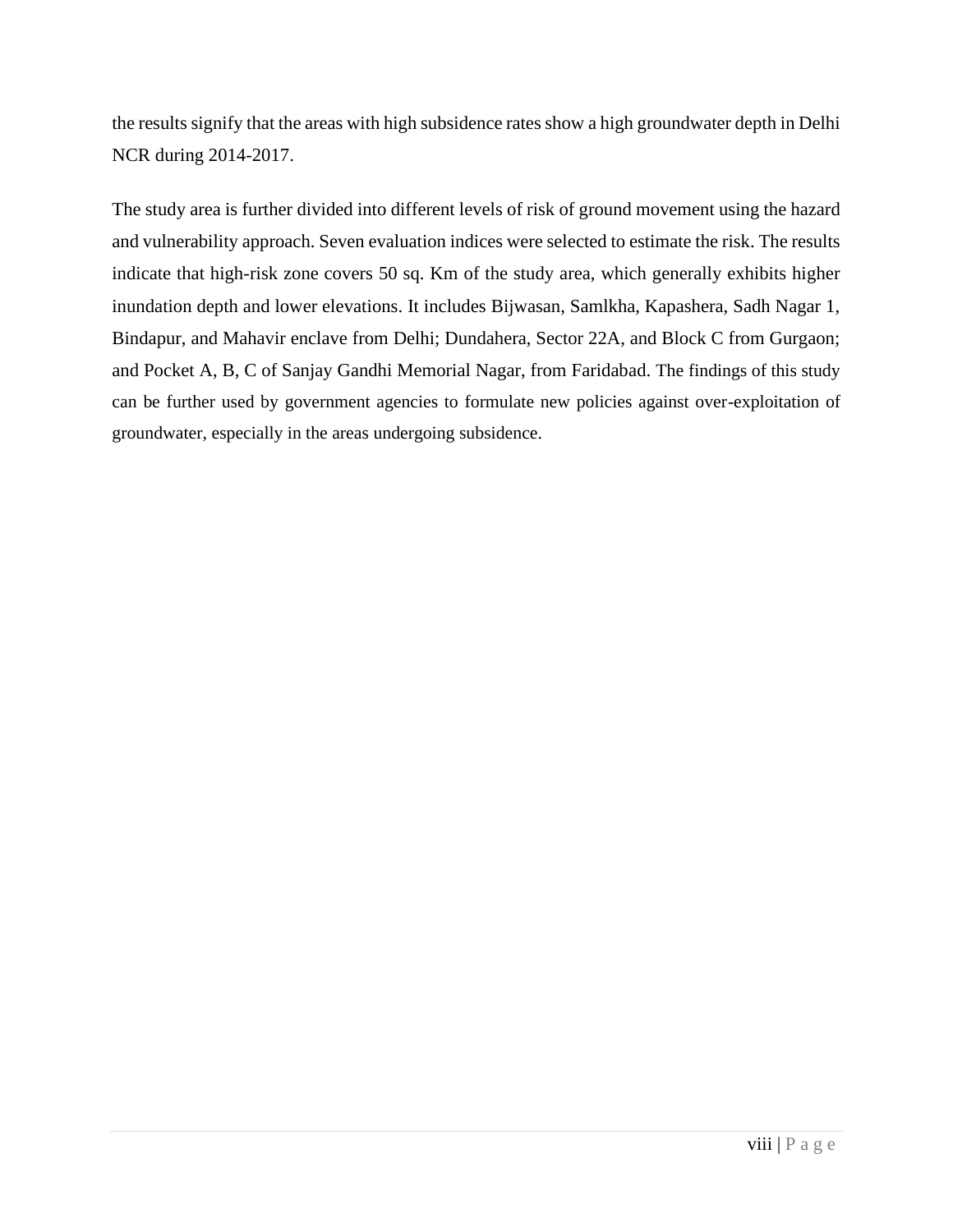the results signify that the areas with high subsidence rates show a high groundwater depth in Delhi NCR during 2014-2017.

The study area is further divided into different levels of risk of ground movement using the hazard and vulnerability approach. Seven evaluation indices were selected to estimate the risk. The results indicate that high-risk zone covers 50 sq. Km of the study area, which generally exhibits higher inundation depth and lower elevations. It includes Bijwasan, Samlkha, Kapashera, Sadh Nagar 1, Bindapur, and Mahavir enclave from Delhi; Dundahera, Sector 22A, and Block C from Gurgaon; and Pocket A, B, C of Sanjay Gandhi Memorial Nagar, from Faridabad. The findings of this study can be further used by government agencies to formulate new policies against over-exploitation of groundwater, especially in the areas undergoing subsidence.